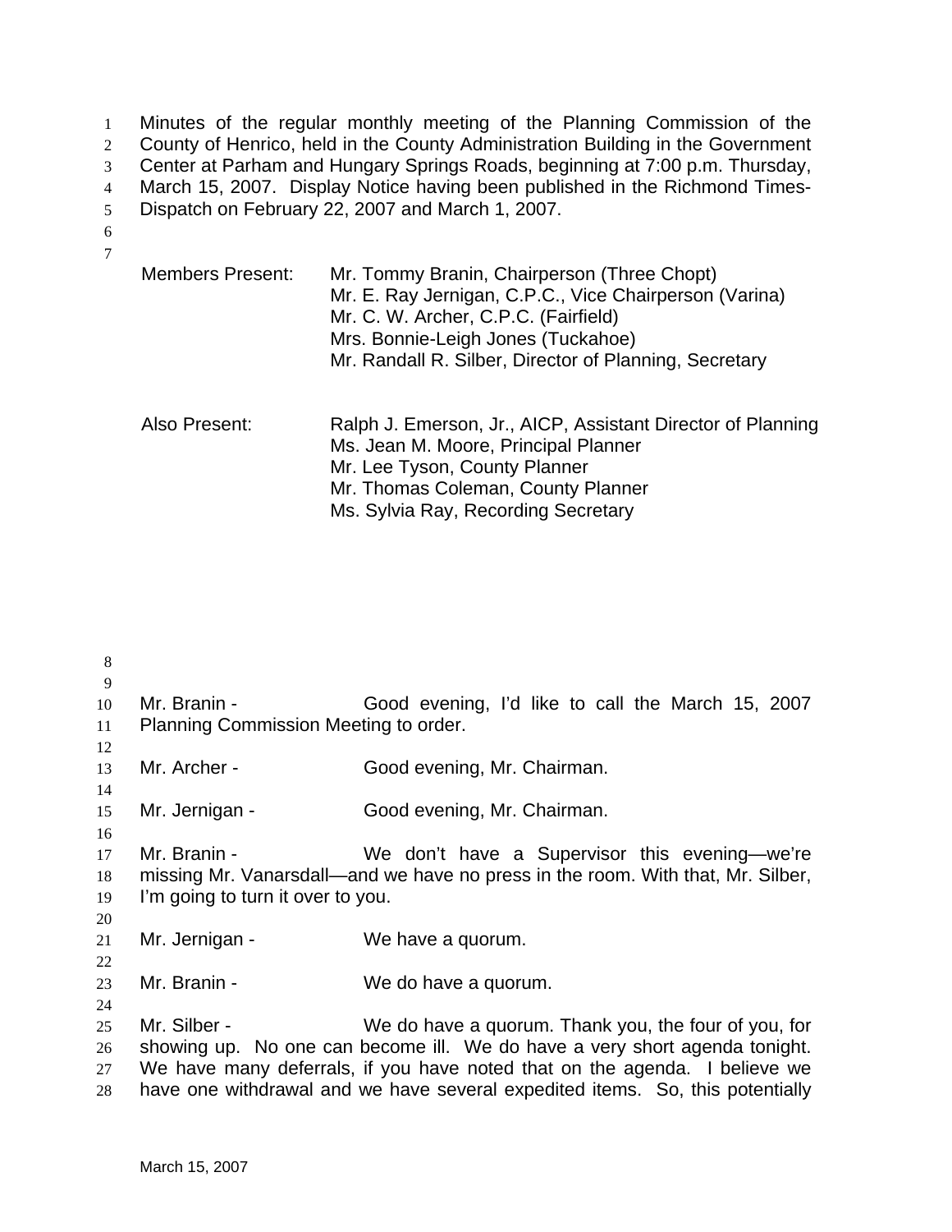Minutes of the regular monthly meeting of the Planning Commission of the County of Henrico, held in the County Administration Building in the Government Center at Parham and Hungary Springs Roads, beginning at 7:00 p.m. Thursday, March 15, 2007. Display Notice having been published in the Richmond Times-Dispatch on February 22, 2007 and March 1, 2007.

Members Present: Mr. Tommy Branin, Chairperson (Three Chopt)
Mr. E. Ray Jernigan, C.P.C., Vice Chairperson (Varina)
Mr. C. W. Archer, C.P.C. (Fairfield)
Mrs. Bonnie-Leigh Jones (Tuckahoe)
Mr. Randall R. Silber, Director of Planning, Secretary

Also Present: Ralph J. Emerson, Jr., AICP, Assistant Director of Planning
Ms. Jean M. Moore, Principal Planner
Mr. Lee Tyson, County Planner
Mr. Thomas Coleman, County Planner
Ms. Sylvia Ray, Recording Secretary

Mr. Branin - Good evening, I'd like to call the March 15, 2007 Planning Commission Meeting to order.

Mr. Archer - Good evening, Mr. Chairman.

Mr. Jernigan - Good evening, Mr. Chairman.

Mr. Branin - We don't have a Supervisor this evening—we're missing Mr. Vanarsdall—and we have no press in the room. With that, Mr. Silber, I'm going to turn it over to you.

Mr. Jernigan - We have a quorum.

Mr. Branin - We do have a quorum.

Mr. Silber - We do have a quorum. Thank you, the four of you, for showing up. No one can become ill. We do have a very short agenda tonight. We have many deferrals, if you have noted that on the agenda. I believe we have one withdrawal and we have several expedited items. So, this potentially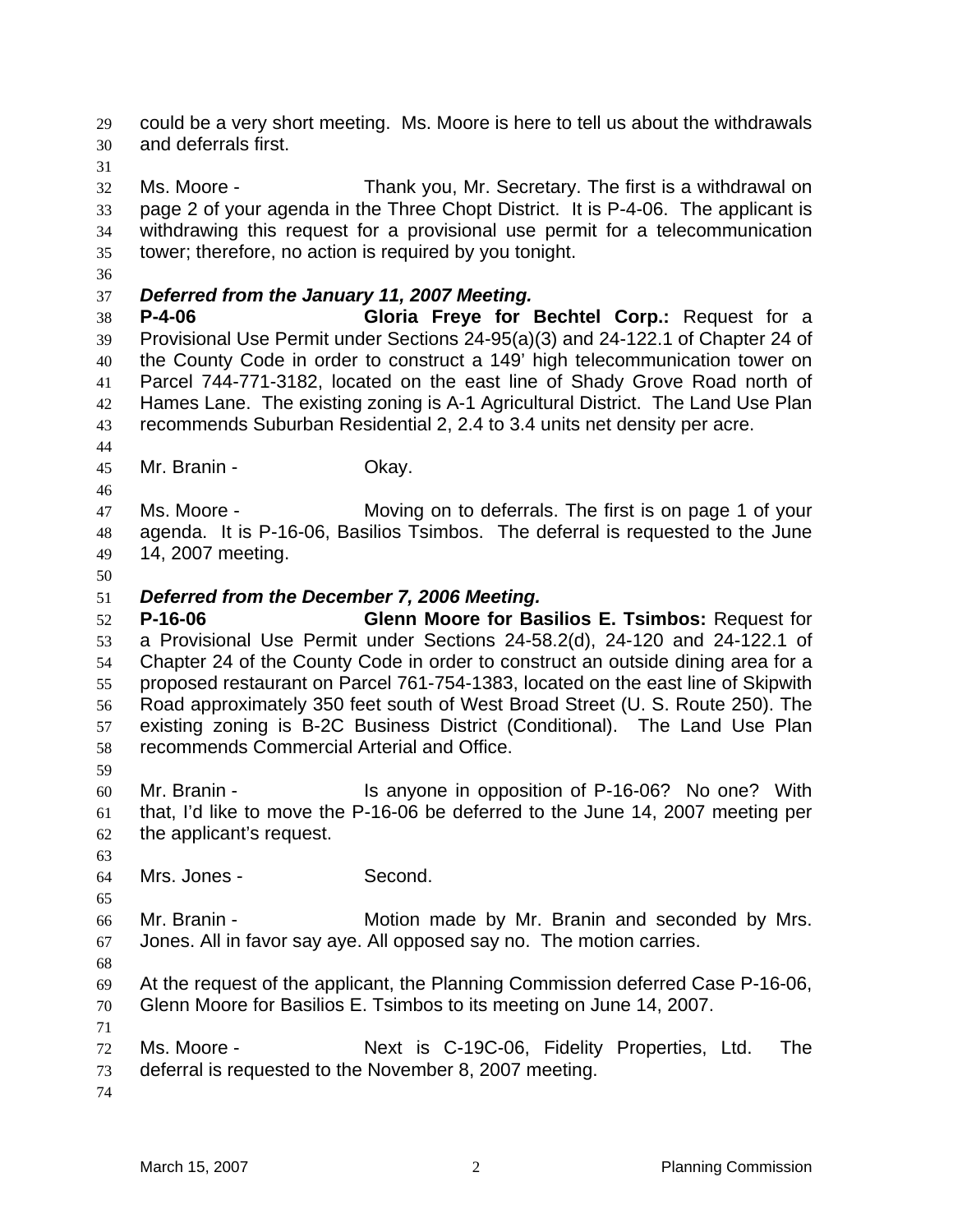could be a very short meeting. Ms. Moore is here to tell us about the withdrawals and deferrals first.

Ms. Moore - Thank you, Mr. Secretary. The first is a withdrawal on page 2 of your agenda in the Three Chopt District. It is P-4-06. The applicant is withdrawing this request for a provisional use permit for a telecommunication tower; therefore, no action is required by you tonight.

***Deferred from the January 11, 2007 Meeting.***

**P-4-06 Gloria Freye for Bechtel Corp.:** Request for a Provisional Use Permit under Sections 24-95(a)(3) and 24-122.1 of Chapter 24 of the County Code in order to construct a 149' high telecommunication tower on Parcel 744-771-3182, located on the east line of Shady Grove Road north of Hames Lane. The existing zoning is A-1 Agricultural District. The Land Use Plan recommends Suburban Residential 2, 2.4 to 3.4 units net density per acre.

Mr. Branin - Okay.

Ms. Moore - Moving on to deferrals. The first is on page 1 of your agenda. It is P-16-06, Basilios Tsimbos. The deferral is requested to the June 14, 2007 meeting.

***Deferred from the December 7, 2006 Meeting.***

**P-16-06 Glenn Moore for Basilios E. Tsimbos:** Request for a Provisional Use Permit under Sections 24-58.2(d), 24-120 and 24-122.1 of Chapter 24 of the County Code in order to construct an outside dining area for a proposed restaurant on Parcel 761-754-1383, located on the east line of Skipwith Road approximately 350 feet south of West Broad Street (U. S. Route 250). The existing zoning is B-2C Business District (Conditional). The Land Use Plan recommends Commercial Arterial and Office.

Mr. Branin - Is anyone in opposition of P-16-06? No one? With that, I'd like to move the P-16-06 be deferred to the June 14, 2007 meeting per the applicant's request.

Mrs. Jones - Second.

Mr. Branin - Motion made by Mr. Branin and seconded by Mrs. Jones. All in favor say aye. All opposed say no. The motion carries.

At the request of the applicant, the Planning Commission deferred Case P-16-06, Glenn Moore for Basilios E. Tsimbos to its meeting on June 14, 2007.

Ms. Moore - Next is C-19C-06, Fidelity Properties, Ltd. The deferral is requested to the November 8, 2007 meeting.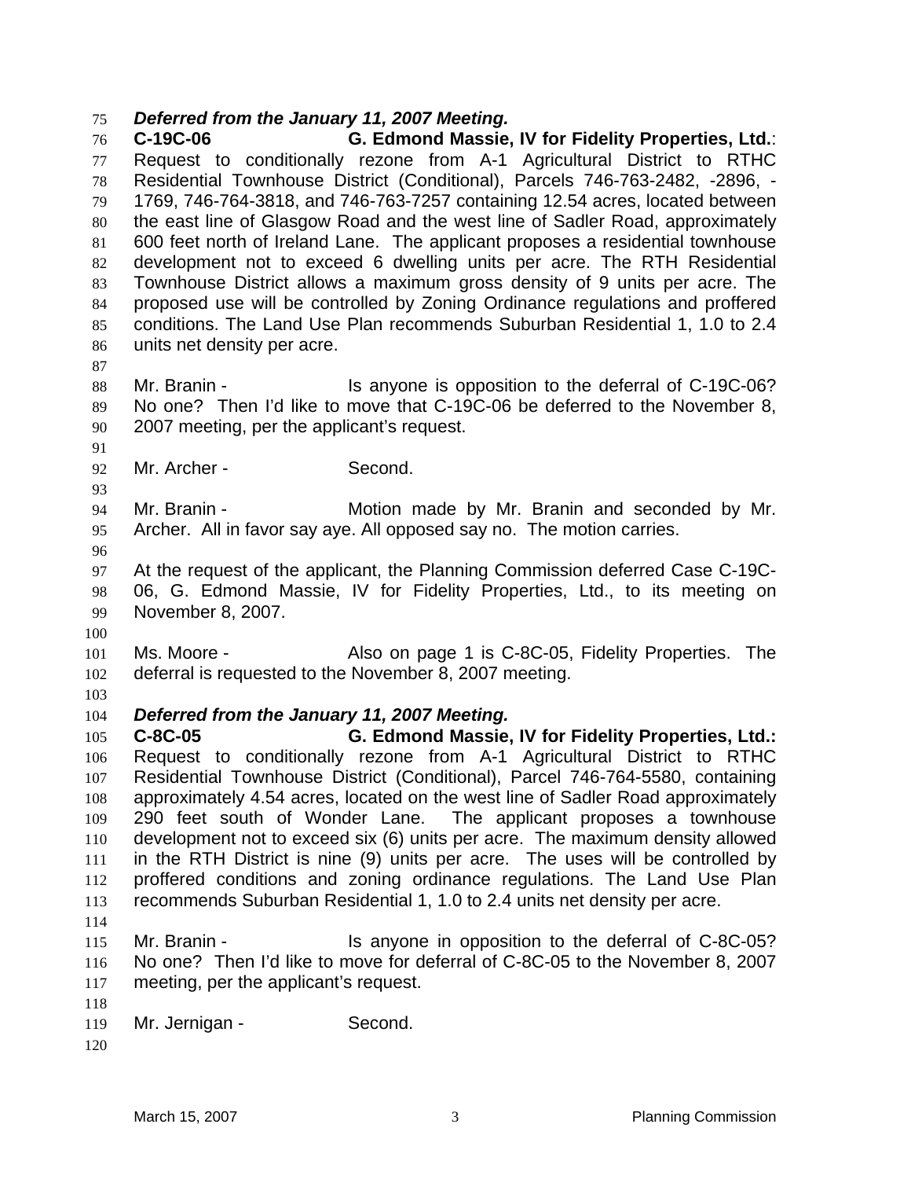***Deferred from the January 11, 2007 Meeting.***

**C-19C-06 G. Edmond Massie, IV for Fidelity Properties, Ltd.**: Request to conditionally rezone from A-1 Agricultural District to RTHC Residential Townhouse District (Conditional), Parcels 746-763-2482, -2896, -1769, 746-764-3818, and 746-763-7257 containing 12.54 acres, located between the east line of Glasgow Road and the west line of Sadler Road, approximately 600 feet north of Ireland Lane. The applicant proposes a residential townhouse development not to exceed 6 dwelling units per acre. The RTH Residential Townhouse District allows a maximum gross density of 9 units per acre. The proposed use will be controlled by Zoning Ordinance regulations and proffered conditions. The Land Use Plan recommends Suburban Residential 1, 1.0 to 2.4 units net density per acre.

Mr. Branin - Is anyone is opposition to the deferral of C-19C-06? No one? Then I'd like to move that C-19C-06 be deferred to the November 8, 2007 meeting, per the applicant's request.

Mr. Archer - Second.

Mr. Branin - Motion made by Mr. Branin and seconded by Mr. Archer. All in favor say aye. All opposed say no. The motion carries.

At the request of the applicant, the Planning Commission deferred Case C-19C-06, G. Edmond Massie, IV for Fidelity Properties, Ltd., to its meeting on November 8, 2007.

Ms. Moore - Also on page 1 is C-8C-05, Fidelity Properties. The deferral is requested to the November 8, 2007 meeting.

***Deferred from the January 11, 2007 Meeting.***

**C-8C-05 G. Edmond Massie, IV for Fidelity Properties, Ltd.:** Request to conditionally rezone from A-1 Agricultural District to RTHC Residential Townhouse District (Conditional), Parcel 746-764-5580, containing approximately 4.54 acres, located on the west line of Sadler Road approximately 290 feet south of Wonder Lane. The applicant proposes a townhouse development not to exceed six (6) units per acre. The maximum density allowed in the RTH District is nine (9) units per acre. The uses will be controlled by proffered conditions and zoning ordinance regulations. The Land Use Plan recommends Suburban Residential 1, 1.0 to 2.4 units net density per acre.

Mr. Branin - Is anyone in opposition to the deferral of C-8C-05? No one? Then I'd like to move for deferral of C-8C-05 to the November 8, 2007 meeting, per the applicant's request.

Mr. Jernigan - Second.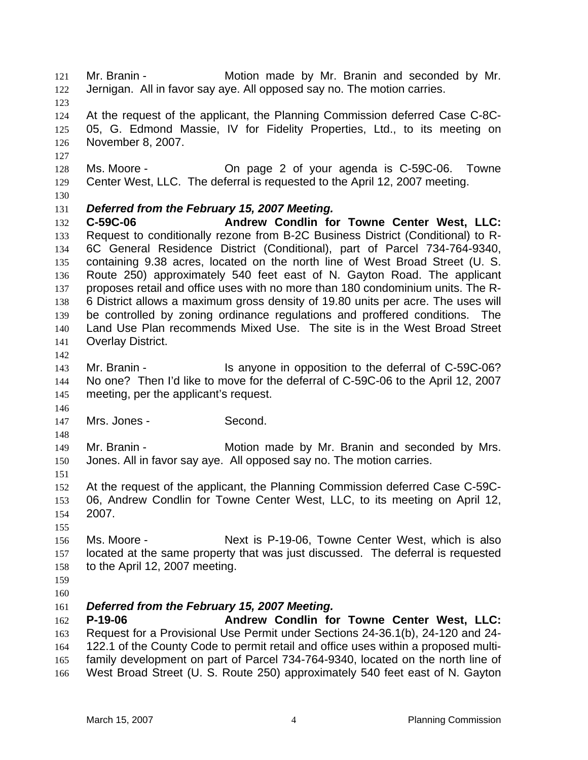Mr. Branin - Motion made by Mr. Branin and seconded by Mr. Jernigan. All in favor say aye. All opposed say no. The motion carries.

At the request of the applicant, the Planning Commission deferred Case C-8C-05, G. Edmond Massie, IV for Fidelity Properties, Ltd., to its meeting on November 8, 2007.

Ms. Moore - On page 2 of your agenda is C-59C-06. Towne Center West, LLC. The deferral is requested to the April 12, 2007 meeting.

***Deferred from the February 15, 2007 Meeting.***
**C-59C-06 Andrew Condlin for Towne Center West, LLC:** Request to conditionally rezone from B-2C Business District (Conditional) to R-6C General Residence District (Conditional), part of Parcel 734-764-9340, containing 9.38 acres, located on the north line of West Broad Street (U. S. Route 250) approximately 540 feet east of N. Gayton Road. The applicant proposes retail and office uses with no more than 180 condominium units. The R-6 District allows a maximum gross density of 19.80 units per acre. The uses will be controlled by zoning ordinance regulations and proffered conditions. The Land Use Plan recommends Mixed Use. The site is in the West Broad Street Overlay District.

Mr. Branin - Is anyone in opposition to the deferral of C-59C-06? No one? Then I'd like to move for the deferral of C-59C-06 to the April 12, 2007 meeting, per the applicant's request.

Mrs. Jones - Second.

Mr. Branin - Motion made by Mr. Branin and seconded by Mrs. Jones. All in favor say aye. All opposed say no. The motion carries.

At the request of the applicant, the Planning Commission deferred Case C-59C-06, Andrew Condlin for Towne Center West, LLC, to its meeting on April 12, 2007.

Ms. Moore - Next is P-19-06, Towne Center West, which is also located at the same property that was just discussed. The deferral is requested to the April 12, 2007 meeting.

***Deferred from the February 15, 2007 Meeting.***
**P-19-06 Andrew Condlin for Towne Center West, LLC:** Request for a Provisional Use Permit under Sections 24-36.1(b), 24-120 and 24-122.1 of the County Code to permit retail and office uses within a proposed multi-family development on part of Parcel 734-764-9340, located on the north line of West Broad Street (U. S. Route 250) approximately 540 feet east of N. Gayton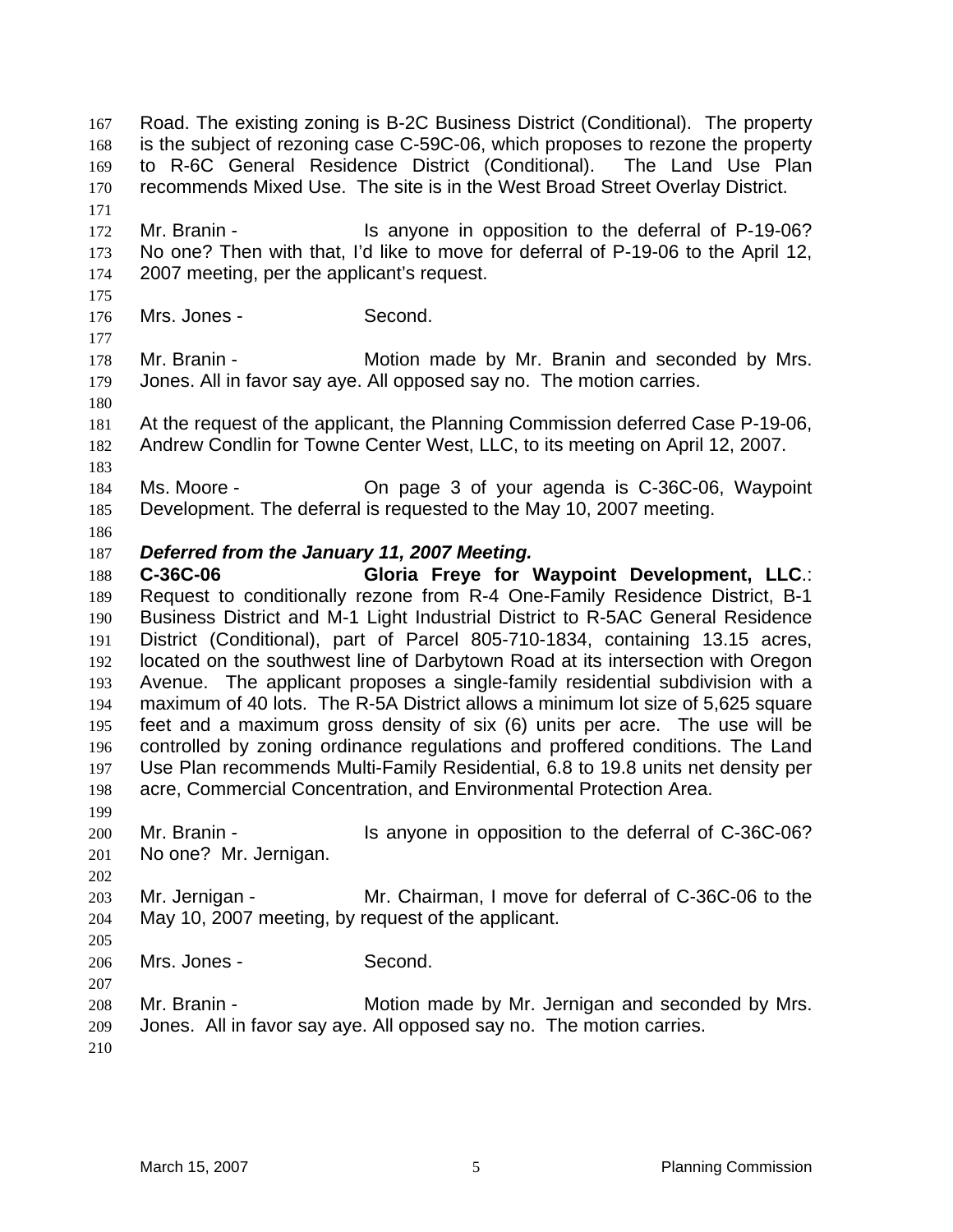Road. The existing zoning is B-2C Business District (Conditional). The property is the subject of rezoning case C-59C-06, which proposes to rezone the property to R-6C General Residence District (Conditional). The Land Use Plan recommends Mixed Use. The site is in the West Broad Street Overlay District.

Mr. Branin - Is anyone in opposition to the deferral of P-19-06? No one? Then with that, I'd like to move for deferral of P-19-06 to the April 12, 2007 meeting, per the applicant's request.

Mrs. Jones - Second.

Mr. Branin - Motion made by Mr. Branin and seconded by Mrs. Jones. All in favor say aye. All opposed say no. The motion carries.

At the request of the applicant, the Planning Commission deferred Case P-19-06, Andrew Condlin for Towne Center West, LLC, to its meeting on April 12, 2007.

Ms. Moore - On page 3 of your agenda is C-36C-06, Waypoint Development. The deferral is requested to the May 10, 2007 meeting.

***Deferred from the January 11, 2007 Meeting.***
**C-36C-06 Gloria Freye for Waypoint Development, LLC**.: Request to conditionally rezone from R-4 One-Family Residence District, B-1 Business District and M-1 Light Industrial District to R-5AC General Residence District (Conditional), part of Parcel 805-710-1834, containing 13.15 acres, located on the southwest line of Darbytown Road at its intersection with Oregon Avenue. The applicant proposes a single-family residential subdivision with a maximum of 40 lots. The R-5A District allows a minimum lot size of 5,625 square feet and a maximum gross density of six (6) units per acre. The use will be controlled by zoning ordinance regulations and proffered conditions. The Land Use Plan recommends Multi-Family Residential, 6.8 to 19.8 units net density per acre, Commercial Concentration, and Environmental Protection Area.

Mr. Branin - Is anyone in opposition to the deferral of C-36C-06? No one? Mr. Jernigan.

Mr. Jernigan - Mr. Chairman, I move for deferral of C-36C-06 to the May 10, 2007 meeting, by request of the applicant.

Mrs. Jones - Second.

Mr. Branin - Motion made by Mr. Jernigan and seconded by Mrs. Jones. All in favor say aye. All opposed say no. The motion carries.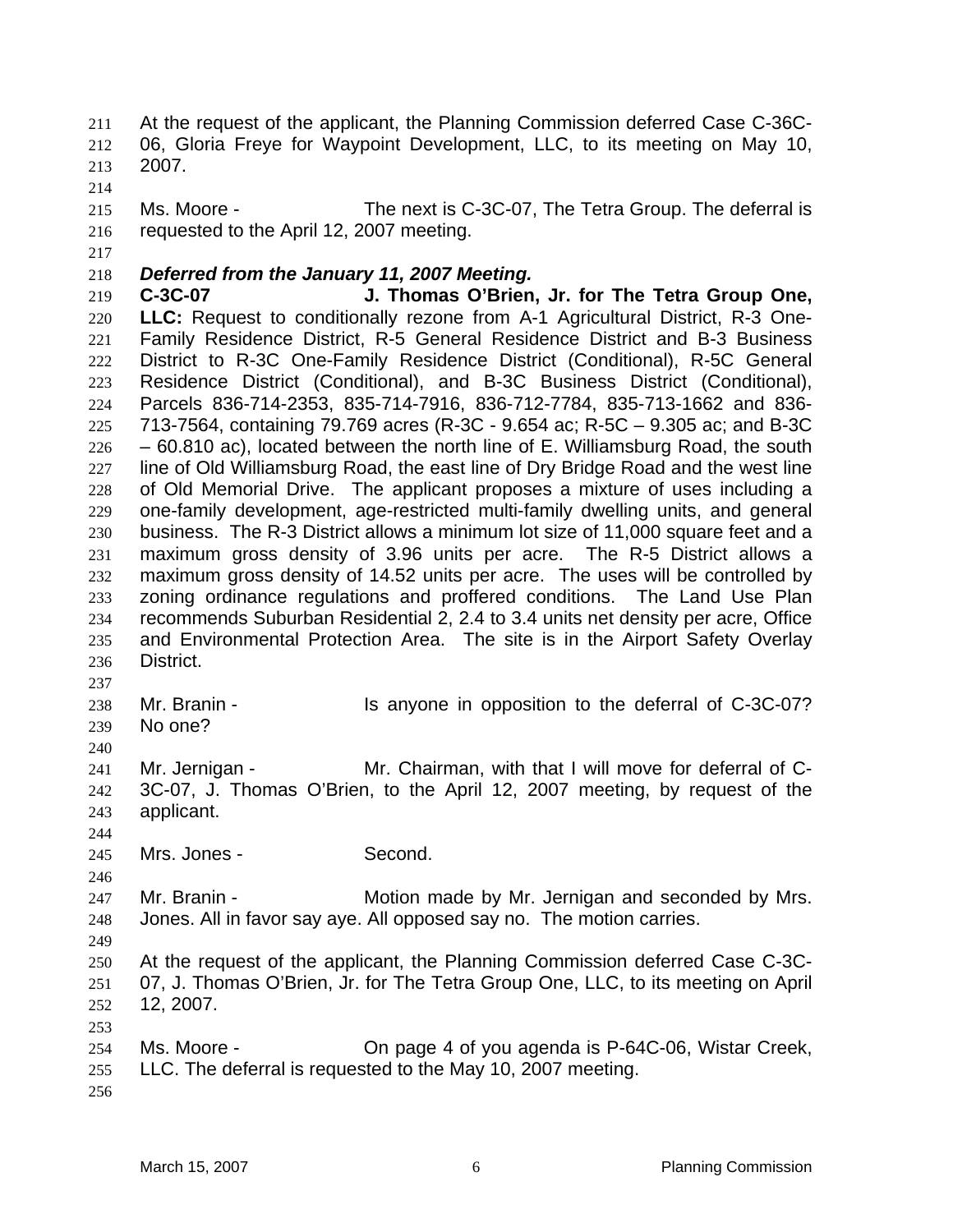At the request of the applicant, the Planning Commission deferred Case C-36C-06, Gloria Freye for Waypoint Development, LLC, to its meeting on May 10, 2007.

Ms. Moore - The next is C-3C-07, The Tetra Group. The deferral is requested to the April 12, 2007 meeting.

***Deferred from the January 11, 2007 Meeting.***

**C-3C-07 J. Thomas O'Brien, Jr. for The Tetra Group One, LLC:** Request to conditionally rezone from A-1 Agricultural District, R-3 One-Family Residence District, R-5 General Residence District and B-3 Business District to R-3C One-Family Residence District (Conditional), R-5C General Residence District (Conditional), and B-3C Business District (Conditional), Parcels 836-714-2353, 835-714-7916, 836-712-7784, 835-713-1662 and 836-713-7564, containing 79.769 acres (R-3C - 9.654 ac; R-5C – 9.305 ac; and B-3C – 60.810 ac), located between the north line of E. Williamsburg Road, the south line of Old Williamsburg Road, the east line of Dry Bridge Road and the west line of Old Memorial Drive. The applicant proposes a mixture of uses including a one-family development, age-restricted multi-family dwelling units, and general business. The R-3 District allows a minimum lot size of 11,000 square feet and a maximum gross density of 3.96 units per acre. The R-5 District allows a maximum gross density of 14.52 units per acre. The uses will be controlled by zoning ordinance regulations and proffered conditions. The Land Use Plan recommends Suburban Residential 2, 2.4 to 3.4 units net density per acre, Office and Environmental Protection Area. The site is in the Airport Safety Overlay District.

Mr. Branin - Is anyone in opposition to the deferral of C-3C-07? No one?

Mr. Jernigan - Mr. Chairman, with that I will move for deferral of C-3C-07, J. Thomas O'Brien, to the April 12, 2007 meeting, by request of the applicant.

Mrs. Jones - Second.

Mr. Branin - Motion made by Mr. Jernigan and seconded by Mrs. Jones. All in favor say aye. All opposed say no. The motion carries.

At the request of the applicant, the Planning Commission deferred Case C-3C-07, J. Thomas O'Brien, Jr. for The Tetra Group One, LLC, to its meeting on April 12, 2007.

Ms. Moore - On page 4 of you agenda is P-64C-06, Wistar Creek, LLC. The deferral is requested to the May 10, 2007 meeting.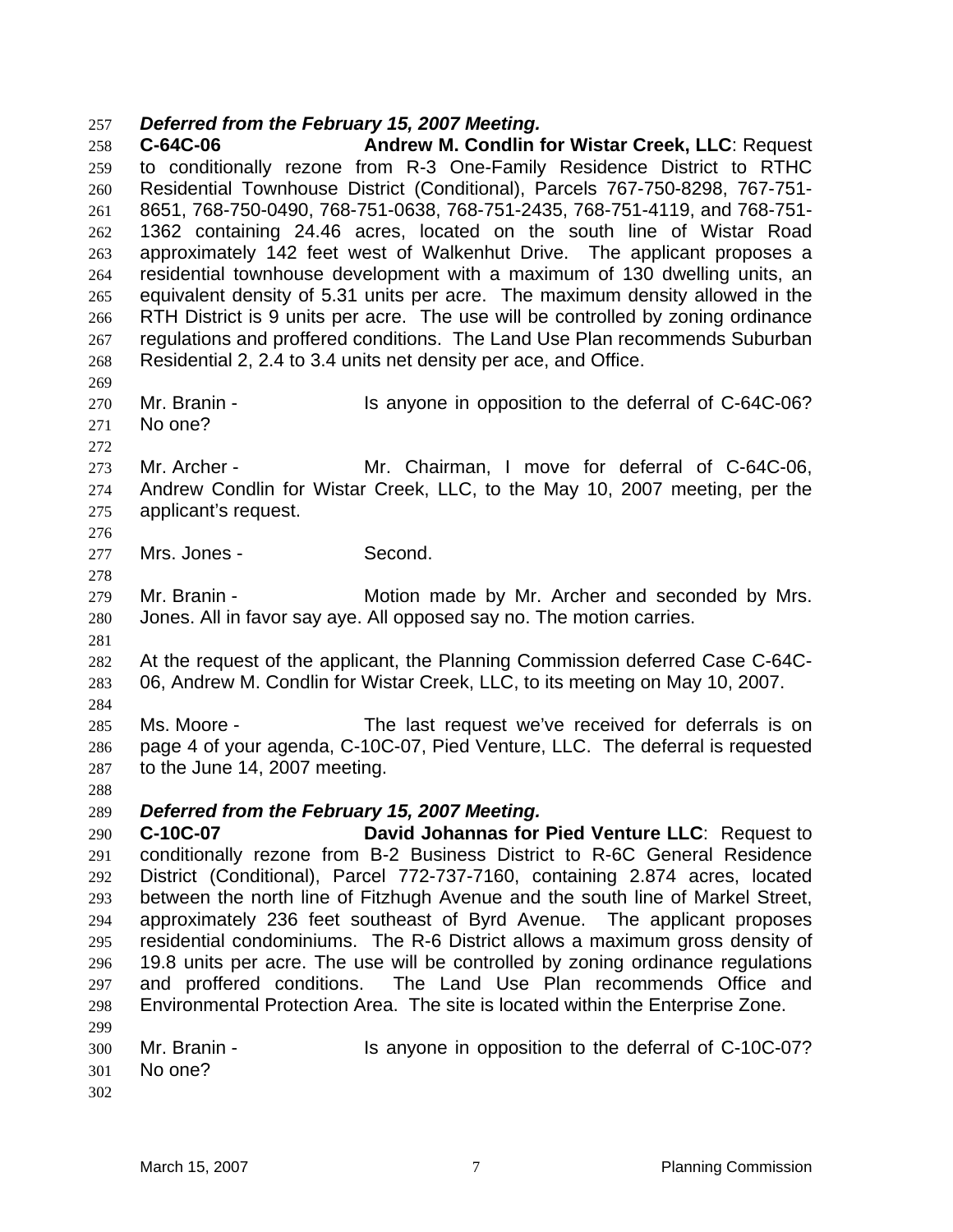***Deferred from the February 15, 2007 Meeting.***

**C-64C-06** **Andrew M. Condlin for Wistar Creek, LLC**: Request to conditionally rezone from R-3 One-Family Residence District to RTHC Residential Townhouse District (Conditional), Parcels 767-750-8298, 767-751-8651, 768-750-0490, 768-751-0638, 768-751-2435, 768-751-4119, and 768-751-1362 containing 24.46 acres, located on the south line of Wistar Road approximately 142 feet west of Walkenhut Drive. The applicant proposes a residential townhouse development with a maximum of 130 dwelling units, an equivalent density of 5.31 units per acre. The maximum density allowed in the RTH District is 9 units per acre. The use will be controlled by zoning ordinance regulations and proffered conditions. The Land Use Plan recommends Suburban Residential 2, 2.4 to 3.4 units net density per ace, and Office.

Mr. Branin - Is anyone in opposition to the deferral of C-64C-06? No one?

Mr. Archer - Mr. Chairman, I move for deferral of C-64C-06, Andrew Condlin for Wistar Creek, LLC, to the May 10, 2007 meeting, per the applicant's request.

Mrs. Jones - Second.

Mr. Branin - Motion made by Mr. Archer and seconded by Mrs. Jones. All in favor say aye. All opposed say no. The motion carries.

At the request of the applicant, the Planning Commission deferred Case C-64C-06, Andrew M. Condlin for Wistar Creek, LLC, to its meeting on May 10, 2007.

Ms. Moore - The last request we've received for deferrals is on page 4 of your agenda, C-10C-07, Pied Venture, LLC. The deferral is requested to the June 14, 2007 meeting.

***Deferred from the February 15, 2007 Meeting.***

**C-10C-07** **David Johannas for Pied Venture LLC**: Request to conditionally rezone from B-2 Business District to R-6C General Residence District (Conditional), Parcel 772-737-7160, containing 2.874 acres, located between the north line of Fitzhugh Avenue and the south line of Markel Street, approximately 236 feet southeast of Byrd Avenue. The applicant proposes residential condominiums. The R-6 District allows a maximum gross density of 19.8 units per acre. The use will be controlled by zoning ordinance regulations and proffered conditions. The Land Use Plan recommends Office and Environmental Protection Area. The site is located within the Enterprise Zone.

Mr. Branin - Is anyone in opposition to the deferral of C-10C-07? No one?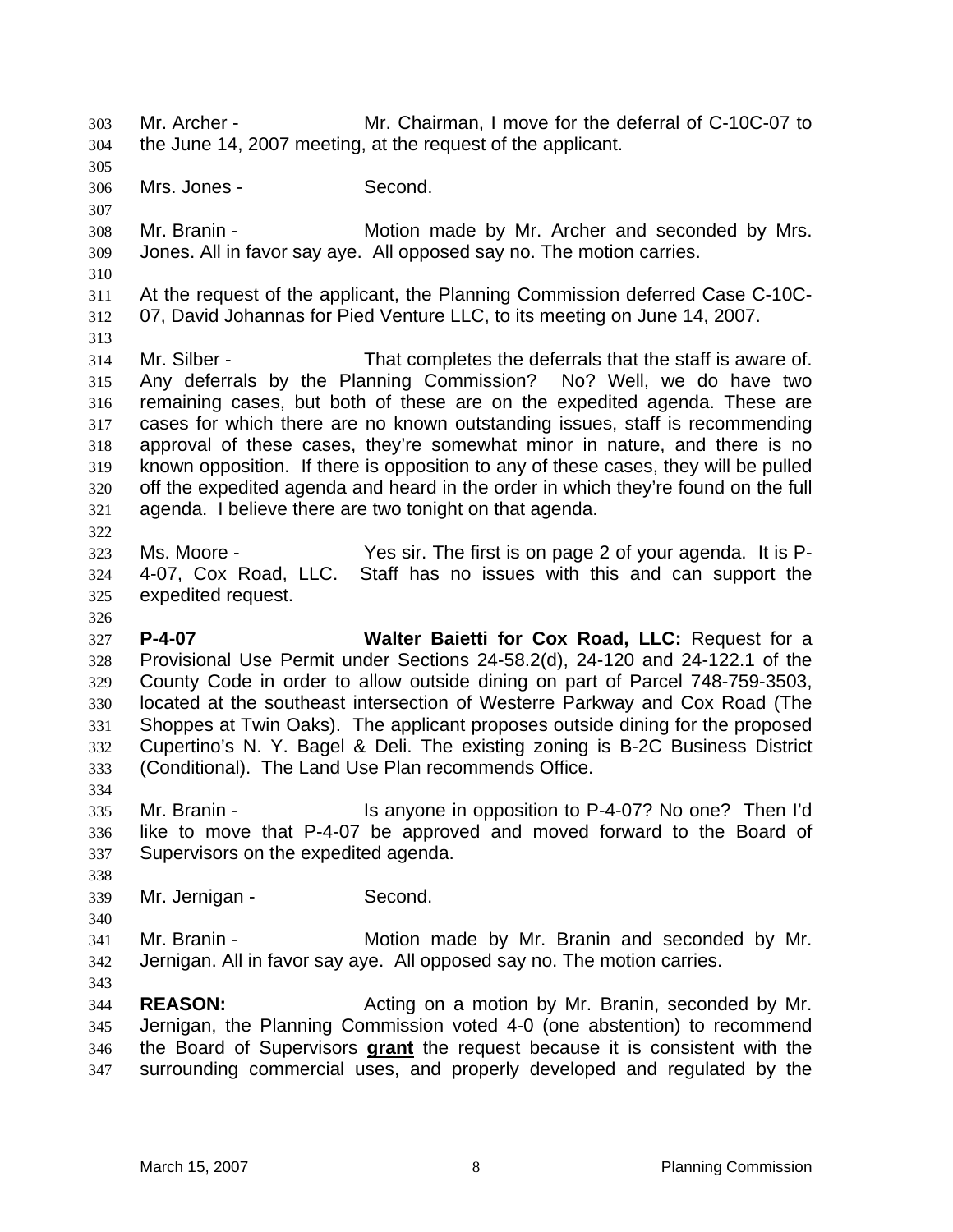Mr. Archer - Mr. Chairman, I move for the deferral of C-10C-07 to the June 14, 2007 meeting, at the request of the applicant.

Mrs. Jones - Second.

Mr. Branin - Motion made by Mr. Archer and seconded by Mrs. Jones. All in favor say aye. All opposed say no. The motion carries.

At the request of the applicant, the Planning Commission deferred Case C-10C-07, David Johannas for Pied Venture LLC, to its meeting on June 14, 2007.

Mr. Silber - That completes the deferrals that the staff is aware of. Any deferrals by the Planning Commission? No? Well, we do have two remaining cases, but both of these are on the expedited agenda. These are cases for which there are no known outstanding issues, staff is recommending approval of these cases, they're somewhat minor in nature, and there is no known opposition. If there is opposition to any of these cases, they will be pulled off the expedited agenda and heard in the order in which they're found on the full agenda. I believe there are two tonight on that agenda.

Ms. Moore - Yes sir. The first is on page 2 of your agenda. It is P-4-07, Cox Road, LLC. Staff has no issues with this and can support the expedited request.

**P-4-07** **Walter Baietti for Cox Road, LLC:** Request for a Provisional Use Permit under Sections 24-58.2(d), 24-120 and 24-122.1 of the County Code in order to allow outside dining on part of Parcel 748-759-3503, located at the southeast intersection of Westerre Parkway and Cox Road (The Shoppes at Twin Oaks). The applicant proposes outside dining for the proposed Cupertino's N. Y. Bagel & Deli. The existing zoning is B-2C Business District (Conditional). The Land Use Plan recommends Office.

Mr. Branin - Is anyone in opposition to P-4-07? No one? Then I'd like to move that P-4-07 be approved and moved forward to the Board of Supervisors on the expedited agenda.

Mr. Jernigan - Second.

Mr. Branin - Motion made by Mr. Branin and seconded by Mr. Jernigan. All in favor say aye. All opposed say no. The motion carries.

**REASON:** Acting on a motion by Mr. Branin, seconded by Mr. Jernigan, the Planning Commission voted 4-0 (one abstention) to recommend the Board of Supervisors **grant** the request because it is consistent with the surrounding commercial uses, and properly developed and regulated by the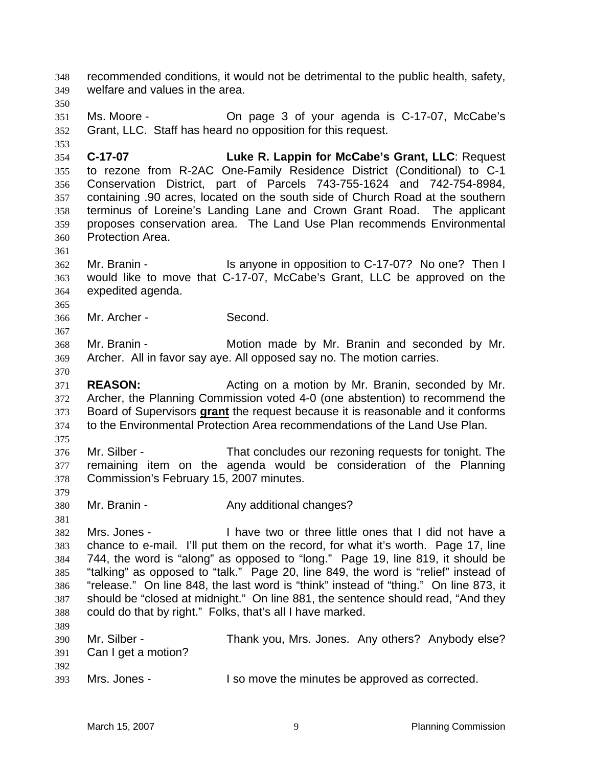recommended conditions, it would not be detrimental to the public health, safety, welfare and values in the area.

Ms. Moore - On page 3 of your agenda is C-17-07, McCabe's Grant, LLC. Staff has heard no opposition for this request.

**C-17-07** **Luke R. Lappin for McCabe's Grant, LLC**: Request to rezone from R-2AC One-Family Residence District (Conditional) to C-1 Conservation District, part of Parcels 743-755-1624 and 742-754-8984, containing .90 acres, located on the south side of Church Road at the southern terminus of Loreine's Landing Lane and Crown Grant Road. The applicant proposes conservation area. The Land Use Plan recommends Environmental Protection Area.

Mr. Branin - Is anyone in opposition to C-17-07? No one? Then I would like to move that C-17-07, McCabe's Grant, LLC be approved on the expedited agenda.

Mr. Archer - Second.

Mr. Branin - Motion made by Mr. Branin and seconded by Mr. Archer. All in favor say aye. All opposed say no. The motion carries.

**REASON:** Acting on a motion by Mr. Branin, seconded by Mr. Archer, the Planning Commission voted 4-0 (one abstention) to recommend the Board of Supervisors **grant** the request because it is reasonable and it conforms to the Environmental Protection Area recommendations of the Land Use Plan.

Mr. Silber - That concludes our rezoning requests for tonight. The remaining item on the agenda would be consideration of the Planning Commission's February 15, 2007 minutes.

Mr. Branin - Any additional changes?

Mrs. Jones - I have two or three little ones that I did not have a chance to e-mail. I'll put them on the record, for what it's worth. Page 17, line 744, the word is "along" as opposed to "long." Page 19, line 819, it should be "talking" as opposed to "talk." Page 20, line 849, the word is "relief" instead of "release." On line 848, the last word is "think" instead of "thing." On line 873, it should be "closed at midnight." On line 881, the sentence should read, "And they could do that by right." Folks, that's all I have marked.

Mr. Silber - Thank you, Mrs. Jones. Any others? Anybody else? Can I get a motion?

Mrs. Jones - I so move the minutes be approved as corrected.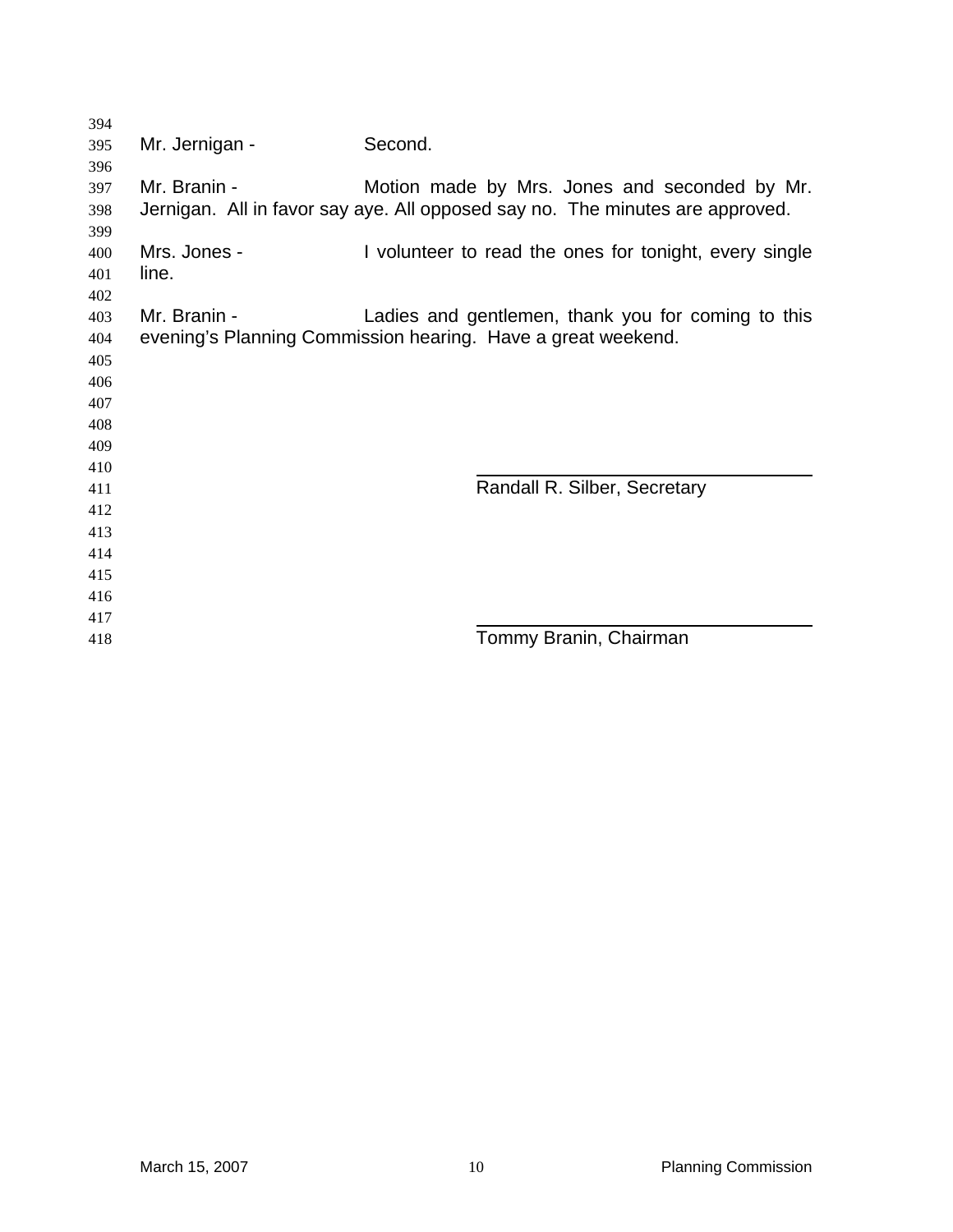Mr. Jernigan - Second.

Mr. Branin - Motion made by Mrs. Jones and seconded by Mr. Jernigan. All in favor say aye. All opposed say no. The minutes are approved.

Mrs. Jones - I volunteer to read the ones for tonight, every single line.

Mr. Branin - Ladies and gentlemen, thank you for coming to this evening's Planning Commission hearing. Have a great weekend.

\_\_\_\_\_\_\_\_\_\_\_\_\_\_\_\_\_\_\_\_\_\_\_\_\_\_\_\_\_\_

Randall R. Silber, Secretary

\_\_\_\_\_\_\_\_\_\_\_\_\_\_\_\_\_\_\_\_\_\_\_\_\_\_\_\_\_\_

Tommy Branin, Chairman